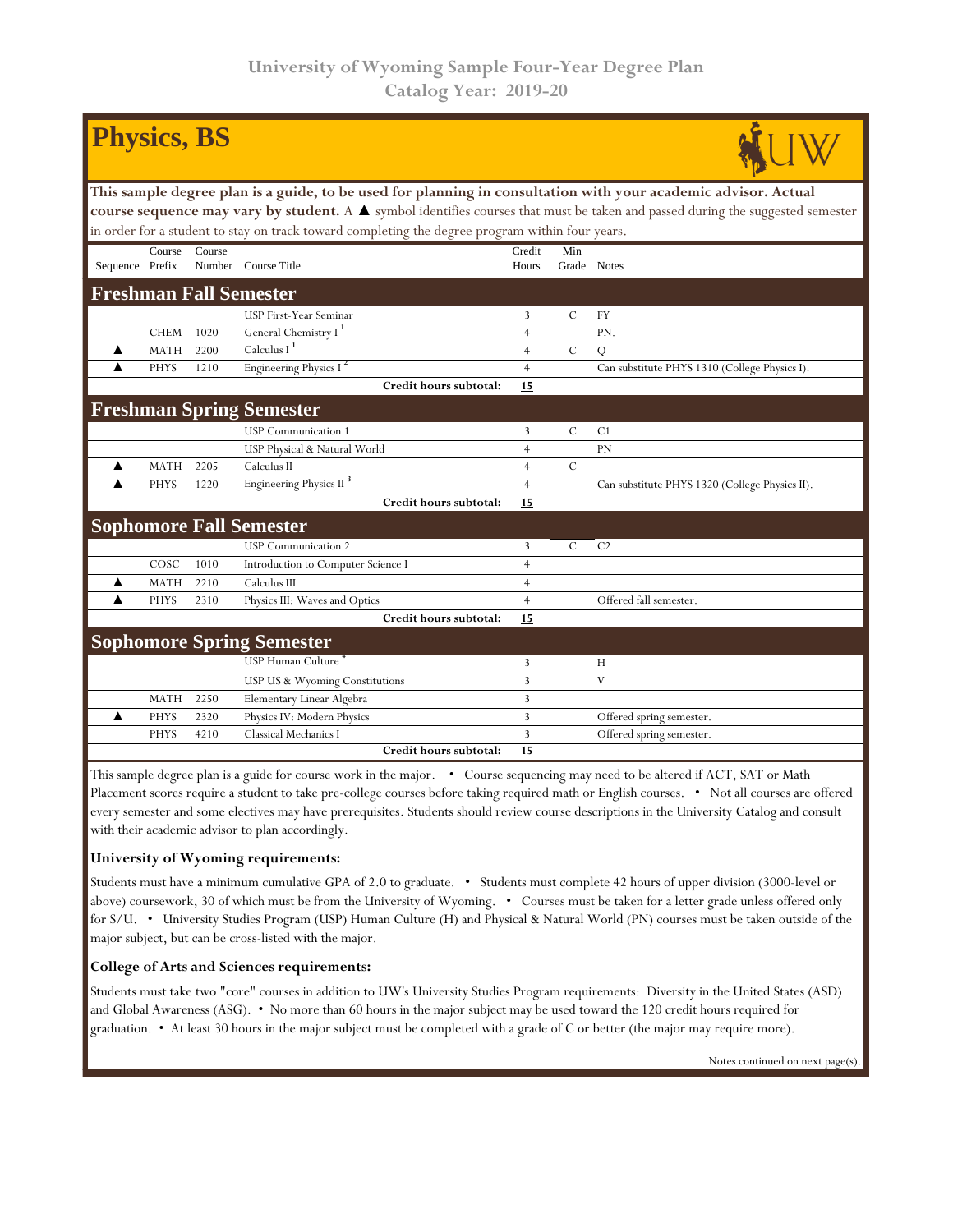# University of Wyoming Sample Four-Year Degree Plan
## Catalog Year: 2019-20

# Physics, BS

**This sample degree plan is a guide, to be used for planning in consultation with your academic advisor. Actual course sequence may vary by student.** A ▲ symbol identifies courses that must be taken and passed during the suggested semester in order for a student to stay on track toward completing the degree program within four years.

| Sequence | Course Prefix | Course Number | Course Title | Credit Hours | Min Grade | Notes |
|---|---|---|---|---|---|---|
| **Freshman Fall Semester** | | | | | | |
| | | | USP First-Year Seminar | 3 | C | FY |
| | CHEM | 1020 | General Chemistry I [1] | 4 | | PN. |
| ▲ | MATH | 2200 | Calculus I [1] | 4 | C | Q |
| ▲ | PHYS | 1210 | Engineering Physics I [2] | 4 | | Can substitute PHYS 1310 (College Physics I). |
| | | | **Credit hours subtotal:** | **15** | | |
| **Freshman Spring Semester** | | | | | | |
| | | | USP Communication 1 | 3 | C | C1 |
| | | | USP Physical & Natural World | 4 | | PN |
| ▲ | MATH | 2205 | Calculus II | 4 | C | |
| ▲ | PHYS | 1220 | Engineering Physics II [3] | 4 | | Can substitute PHYS 1320 (College Physics II). |
| | | | **Credit hours subtotal:** | **15** | | |
| **Sophomore Fall Semester** | | | | | | |
| | | | USP Communication 2 | 3 | C | C2 |
| | COSC | 1010 | Introduction to Computer Science I | 4 | | |
| ▲ | MATH | 2210 | Calculus III | 4 | | |
| ▲ | PHYS | 2310 | Physics III: Waves and Optics | 4 | | Offered fall semester. |
| | | | **Credit hours subtotal:** | **15** | | |
| **Sophomore Spring Semester** | | | | | | |
| | | | USP Human Culture [4] | 3 | | H |
| | | | USP US & Wyoming Constitutions | 3 | | V |
| | MATH | 2250 | Elementary Linear Algebra | 3 | | |
| ▲ | PHYS | 2320 | Physics IV: Modern Physics | 3 | | Offered spring semester. |
| | PHYS | 4210 | Classical Mechanics I | 3 | | Offered spring semester. |
| | | | **Credit hours subtotal:** | **15** | | |

This sample degree plan is a guide for course work in the major. • Course sequencing may need to be altered if ACT, SAT or Math Placement scores require a student to take pre-college courses before taking required math or English courses. • Not all courses are offered every semester and some electives may have prerequisites. Students should review course descriptions in the University Catalog and consult with their academic advisor to plan accordingly.

### University of Wyoming requirements:

Students must have a minimum cumulative GPA of 2.0 to graduate. • Students must complete 42 hours of upper division (3000-level or above) coursework, 30 of which must be from the University of Wyoming. • Courses must be taken for a letter grade unless offered only for S/U. • University Studies Program (USP) Human Culture (H) and Physical & Natural World (PN) courses must be taken outside of the major subject, but can be cross-listed with the major.

### College of Arts and Sciences requirements:

Students must take two "core" courses in addition to UW's University Studies Program requirements: Diversity in the United States (ASD) and Global Awareness (ASG). • No more than 60 hours in the major subject may be used toward the 120 credit hours required for graduation. • At least 30 hours in the major subject must be completed with a grade of C or better (the major may require more).

Notes continued on next page(s).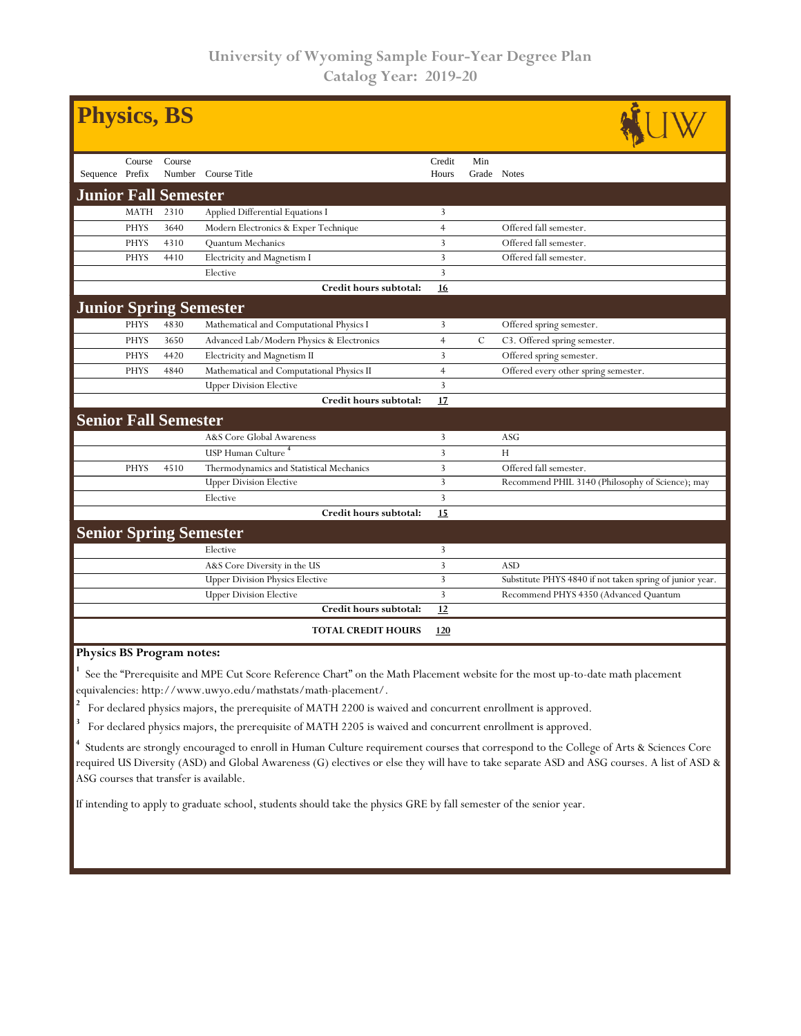University of Wyoming Sample Four-Year Degree Plan
Catalog Year: 2019-20

# Physics, BS

| Sequence | Course Prefix | Course Number | Course Title | Credit Hours | Min Grade | Notes |
|---|---|---|---|---|---|---|
| **Junior Fall Semester** | | | | | | |
| | MATH | 2310 | Applied Differential Equations I | 3 | | |
| | PHYS | 3640 | Modern Electronics & Exper Technique | 4 | | Offered fall semester. |
| | PHYS | 4310 | Quantum Mechanics | 3 | | Offered fall semester. |
| | PHYS | 4410 | Electricity and Magnetism I | 3 | | Offered fall semester. |
| | | | Elective | 3 | | |
| | | | **Credit hours subtotal:** | **16** | | |
| **Junior Spring Semester** | | | | | | |
| | PHYS | 4830 | Mathematical and Computational Physics I | 3 | | Offered spring semester. |
| | PHYS | 3650 | Advanced Lab/Modern Physics & Electronics | 4 | C | C3. Offered spring semester. |
| | PHYS | 4420 | Electricity and Magnetism II | 3 | | Offered spring semester. |
| | PHYS | 4840 | Mathematical and Computational Physics II | 4 | | Offered every other spring semester. |
| | | | Upper Division Elective | 3 | | |
| | | | **Credit hours subtotal:** | **17** | | |
| **Senior Fall Semester** | | | | | | |
| | | | A&S Core Global Awareness | 3 | | ASG |
| | | | USP Human Culture [4] | 3 | | H |
| | PHYS | 4510 | Thermodynamics and Statistical Mechanics | 3 | | Offered fall semester. |
| | | | Upper Division Elective | 3 | | Recommend PHIL 3140 (Philosophy of Science); may |
| | | | Elective | 3 | | |
| | | | **Credit hours subtotal:** | **15** | | |
| **Senior Spring Semester** | | | | | | |
| | | | Elective | 3 | | |
| | | | A&S Core Diversity in the US | 3 | | ASD |
| | | | Upper Division Physics Elective | 3 | | Substitute PHYS 4840 if not taken spring of junior year. |
| | | | Upper Division Elective | 3 | | Recommend PHYS 4350 (Advanced Quantum |
| | | | **Credit hours subtotal:** | **12** | | |
| | | | **TOTAL CREDIT HOURS** | **120** | | |

**Physics BS Program notes:**

[1] See the "Prerequisite and MPE Cut Score Reference Chart" on the Math Placement website for the most up-to-date math placement equivalencies: http://www.uwyo.edu/mathstats/math-placement/.

[2] For declared physics majors, the prerequisite of MATH 2200 is waived and concurrent enrollment is approved.

[3] For declared physics majors, the prerequisite of MATH 2205 is waived and concurrent enrollment is approved.

[4] Students are strongly encouraged to enroll in Human Culture requirement courses that correspond to the College of Arts & Sciences Core required US Diversity (ASD) and Global Awareness (G) electives or else they will have to take separate ASD and ASG courses. A list of ASD & ASG courses that transfer is available.

If intending to apply to graduate school, students should take the physics GRE by fall semester of the senior year.